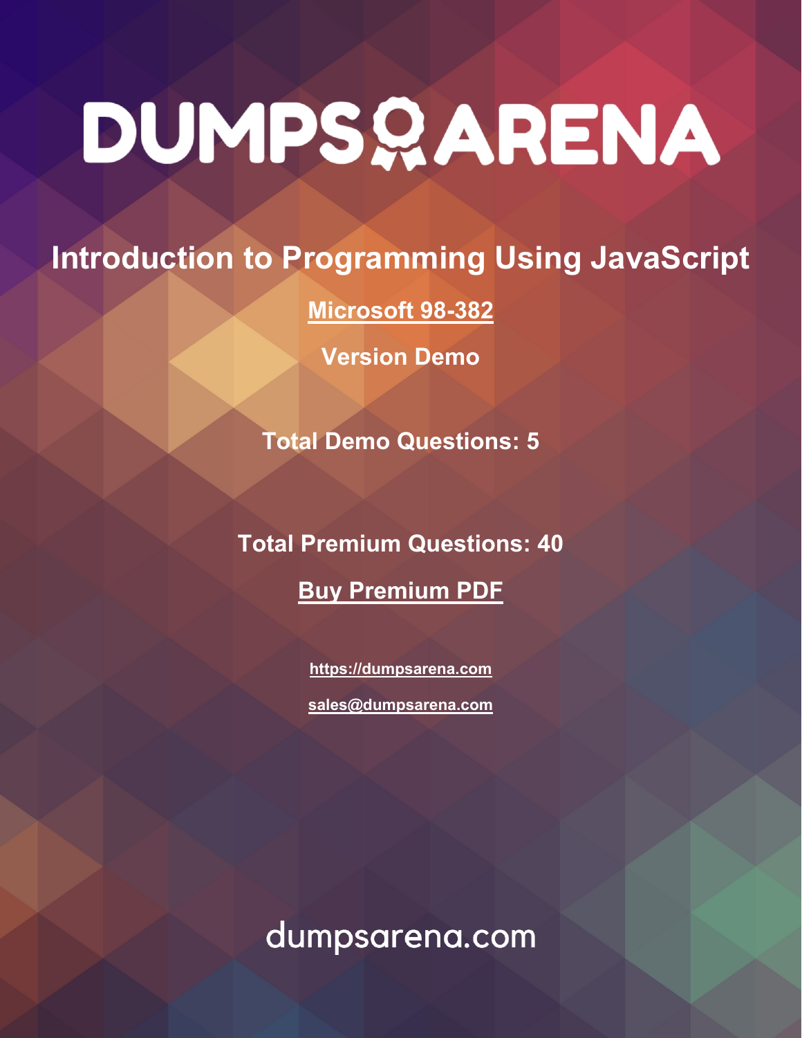# DUMPSARENA

## Introduction to Programming Using JavaScript

**Microsoft 98-382**

**Version Demo**

**Total Demo Questions: 5**

**Total Premium Questions: 40**

**Buy Premium PDF**

https://dumpsarena.com

sales@dumpsarena.com

dumpsarena.com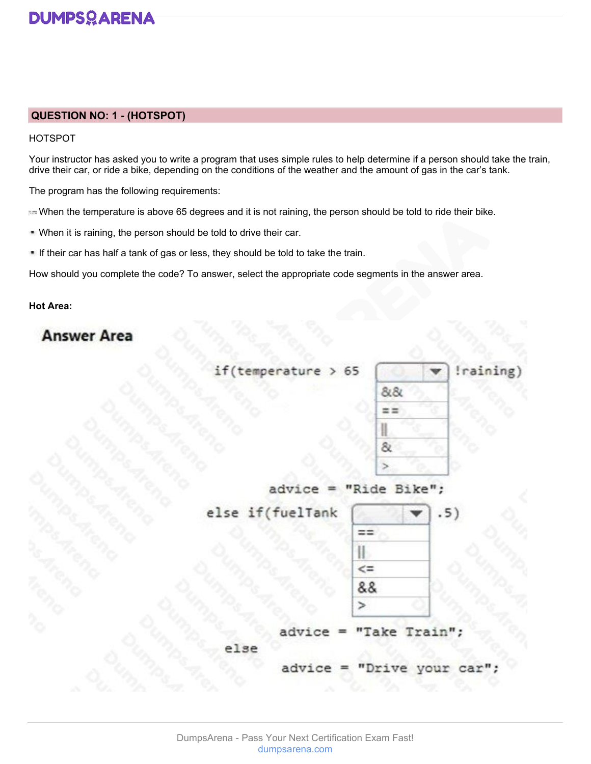## QUESTION NO: 1 - (HOTSPOT)

HOTSPOT

Your instructor has asked you to write a program that uses simple rules to help determine if a person should take the train, drive their car, or ride a bike, depending on the conditions of the weather and the amount of gas in the car's tank.

The program has the following requirements:

- When the temperature is above 65 degrees and it is not raining, the person should be told to ride their bike.
- When it is raining, the person should be told to drive their car.
- If their car has half a tank of gas or less, they should be told to take the train.

How should you complete the code? To answer, select the appropriate code segments in the answer area.

**Hot Area:**

**Answer Area**

```
if(temperature > 65 [ &&, ==, ||, &, > ] !raining)
        advice = "Ride Bike";
else if(fuelTank [ ==, ||, <=, &&, > ] .5)
        advice = "Take Train";
else
        advice = "Drive your car";
```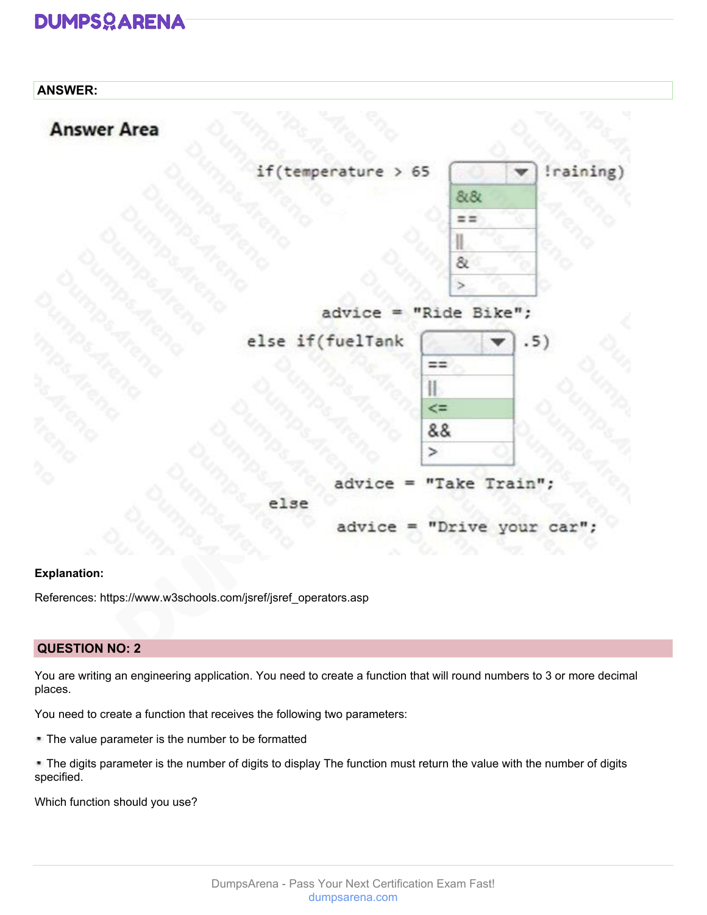**ANSWER:**

**Answer Area**

```
if(temperature > 65 [ &&  | == | || | & | > ] !raining)
        advice = "Ride Bike";
else if(fuelTank [ == | || | <= | && | > ] .5)
        advice = "Take Train";
else
        advice = "Drive your car";
```

Selected answers: `&&` (first dropdown), `<=` (second dropdown)

**Explanation:**

References: https://www.w3schools.com/jsref/jsref_operators.asp

## QUESTION NO: 2

You are writing an engineering application. You need to create a function that will round numbers to 3 or more decimal places.

You need to create a function that receives the following two parameters:

- The value parameter is the number to be formatted
- The digits parameter is the number of digits to display The function must return the value with the number of digits specified.

Which function should you use?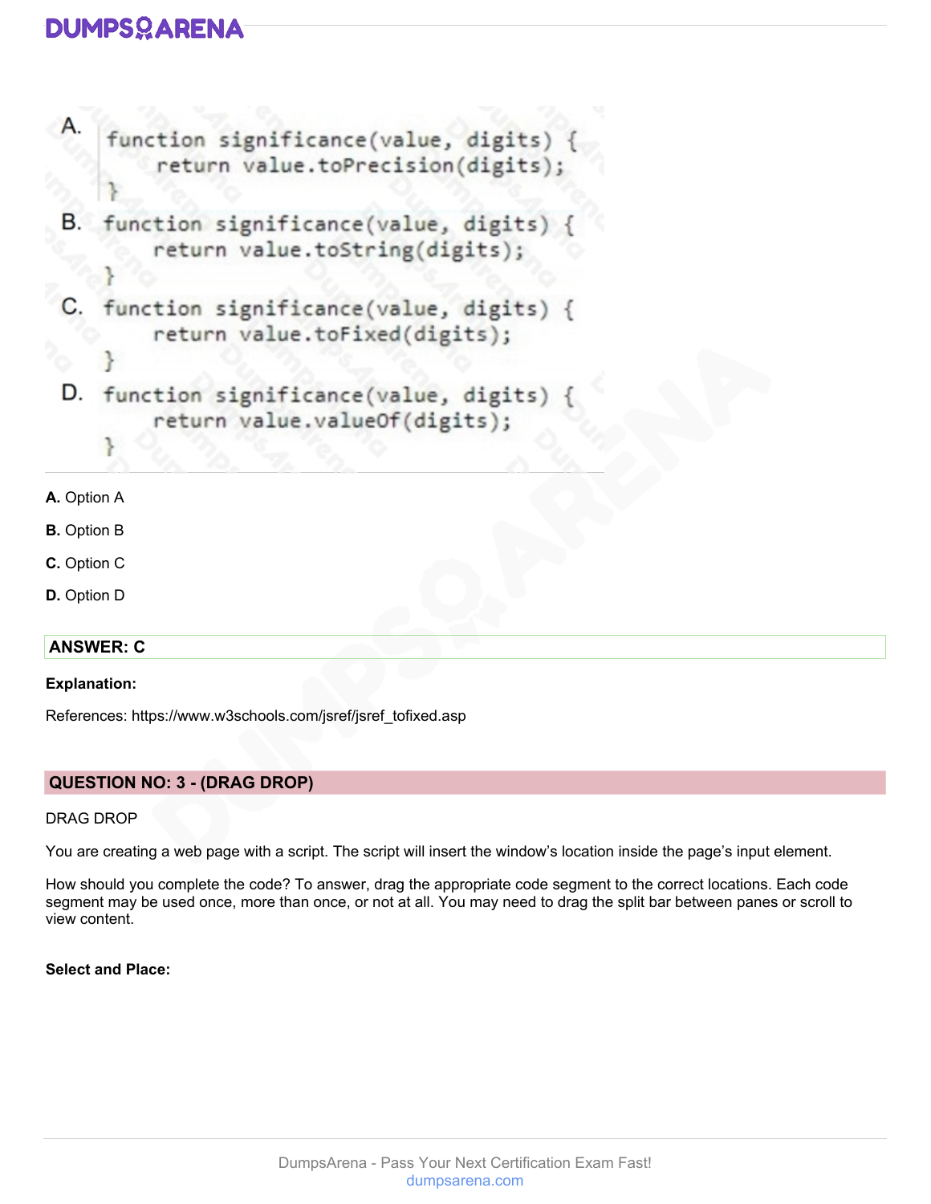A.
```
function significance(value, digits) {
    return value.toPrecision(digits);
}
```

B.
```
function significance(value, digits) {
    return value.toString(digits);
}
```

C.
```
function significance(value, digits) {
    return value.toFixed(digits);
}
```

D.
```
function significance(value, digits) {
    return value.valueOf(digits);
}
```

**A.** Option A

**B.** Option B

**C.** Option C

**D.** Option D

**ANSWER: C**

**Explanation:**

References: https://www.w3schools.com/jsref/jsref_tofixed.asp

## QUESTION NO: 3 - (DRAG DROP)

DRAG DROP

You are creating a web page with a script. The script will insert the window's location inside the page's input element.

How should you complete the code? To answer, drag the appropriate code segment to the correct locations. Each code segment may be used once, more than once, or not at all. You may need to drag the split bar between panes or scroll to view content.

**Select and Place:**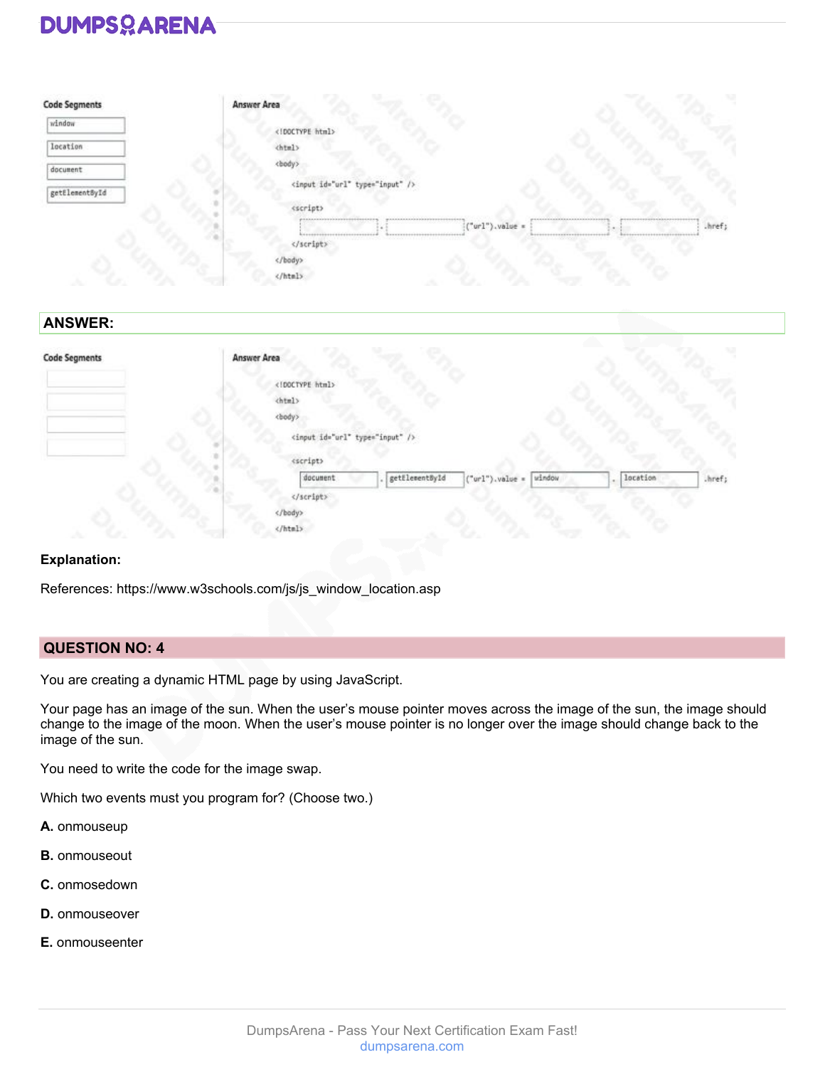**Code Segments**

- window
- location
- document
- getElementById

**Answer Area**

```
<!DOCTYPE html>
<html>
<body>
    <input id="url" type="input" />
    <script>
        [ ] . [ ] ("url").value = [ ] . [ ] .href;
    </script>
</body>
</html>
```

## ANSWER:

**Code Segments**

**Answer Area**

```
<!DOCTYPE html>
<html>
<body>
    <input id="url" type="input" />
    <script>
        document . getElementById ("url").value = window . location .href;
    </script>
</body>
</html>
```

**Explanation:**

References: https://www.w3schools.com/js/js_window_location.asp

## QUESTION NO: 4

You are creating a dynamic HTML page by using JavaScript.

Your page has an image of the sun. When the user's mouse pointer moves across the image of the sun, the image should change to the image of the moon. When the user's mouse pointer is no longer over the image should change back to the image of the sun.

You need to write the code for the image swap.

Which two events must you program for? (Choose two.)

**A.** onmouseup

**B.** onmouseout

**C.** onmosedown

**D.** onmouseover

**E.** onmouseenter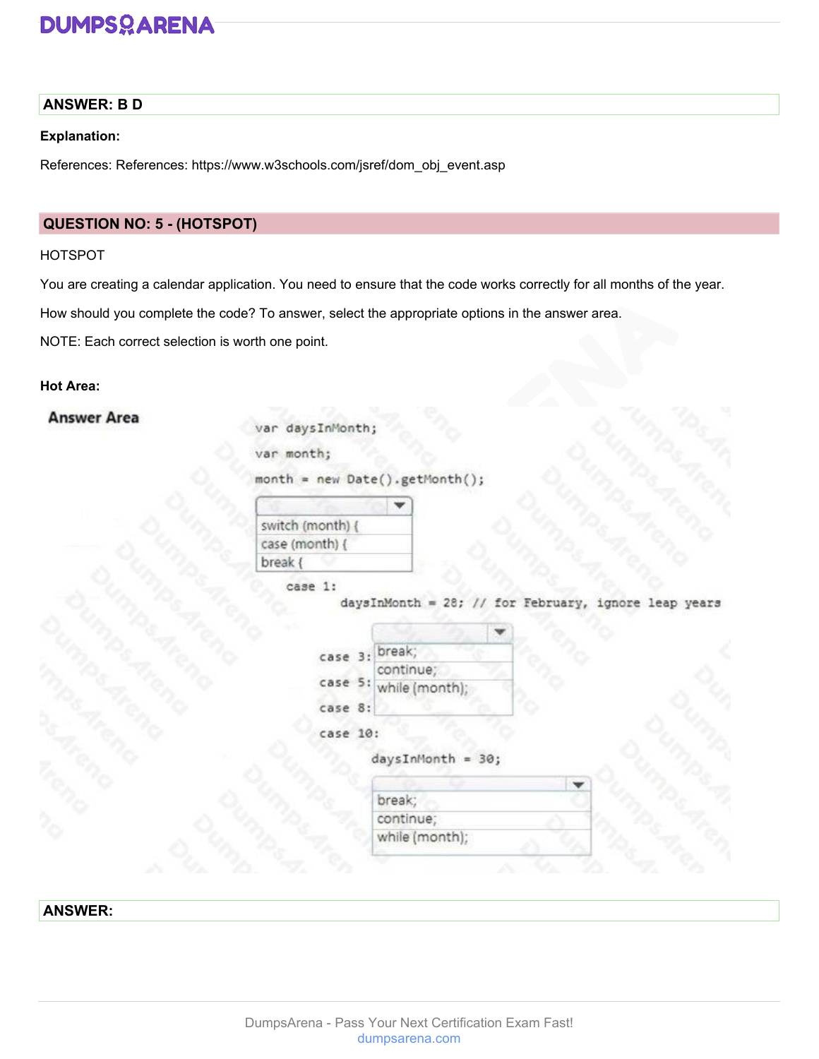**ANSWER: B D**

**Explanation:**

References: References: https://www.w3schools.com/jsref/dom_obj_event.asp

## QUESTION NO: 5 - (HOTSPOT)

HOTSPOT

You are creating a calendar application. You need to ensure that the code works correctly for all months of the year.

How should you complete the code? To answer, select the appropriate options in the answer area.

NOTE: Each correct selection is worth one point.

**Hot Area:**

**Answer Area**

```
var daysInMonth;
var month;
month = new Date().getMonth();
[ switch (month) { | case (month) { | break { ]
    case 1:
        daysInMonth = 28; // for February, ignore leap years
        [ break; | continue; | while (month); ]
    case 3:
    case 5:
    case 8:
    case 10:
        daysInMonth = 30;
        [ break; | continue; | while (month); ]
```

**ANSWER:**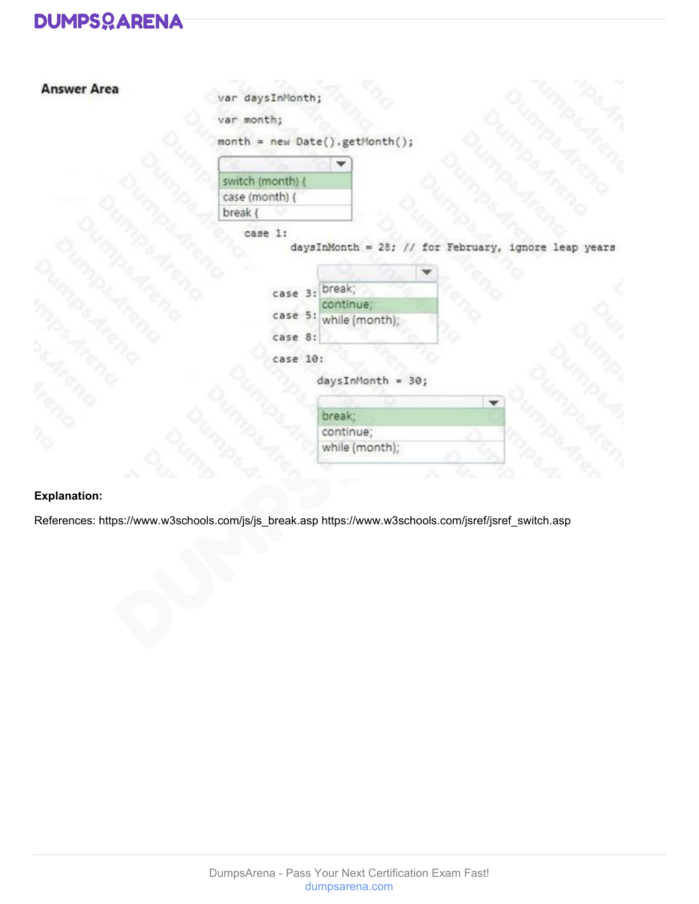**Answer Area**

```
var daysInMonth;
var month;
month = new Date().getMonth();
```

[dropdown]
- switch (month) {
- case (month) {
- break {

```
    case 1:
        daysInMonth = 28; // for February, ignore leap years
```

[dropdown]
- break;
- continue;
- while (month);

```
    case 3:
    case 5:
    case 8:
    case 10:
        daysInMonth = 30;
```

[dropdown]
- break;
- continue;
- while (month);

**Explanation:**

References: https://www.w3schools.com/js/js_break.asp https://www.w3schools.com/jsref/jsref_switch.asp